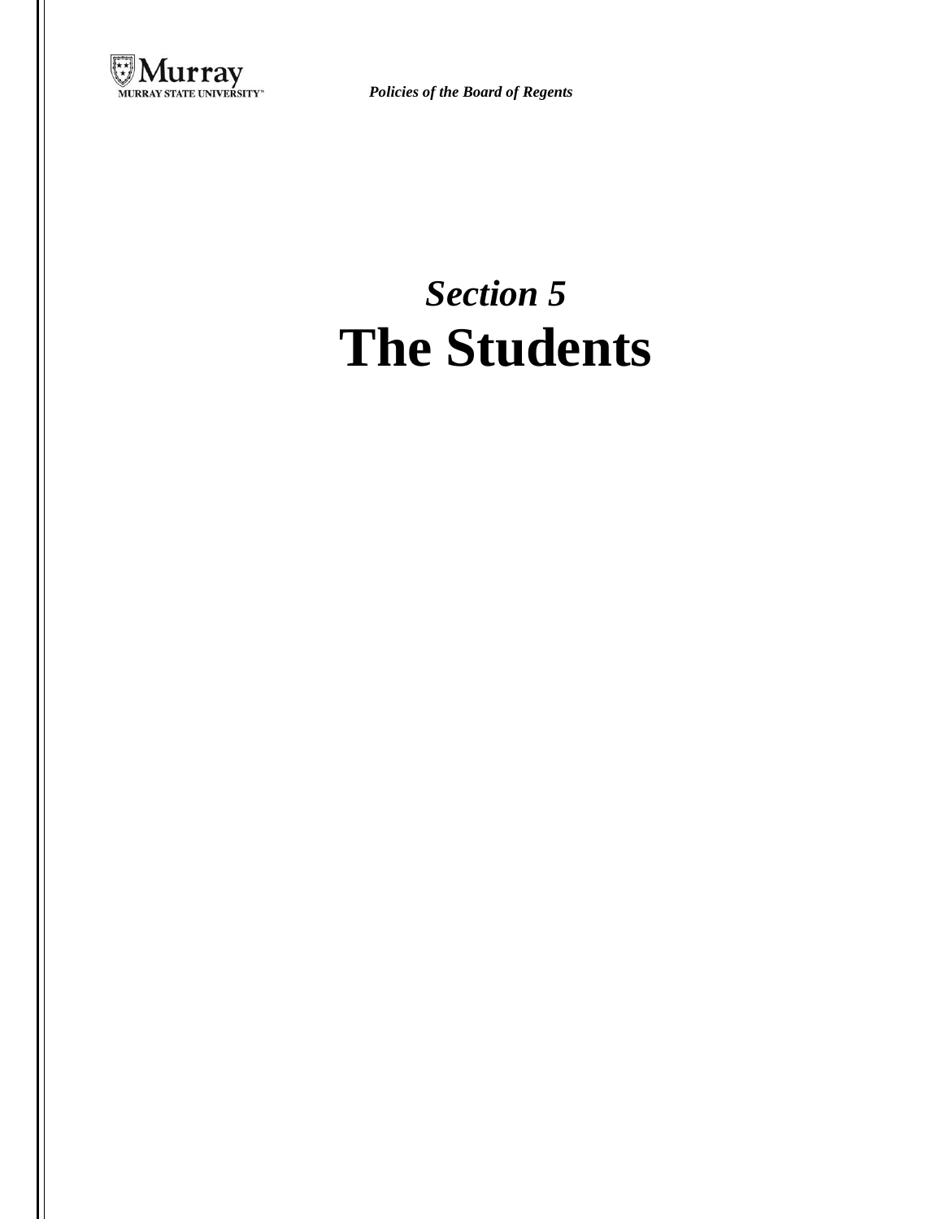*Section 5*

# The Students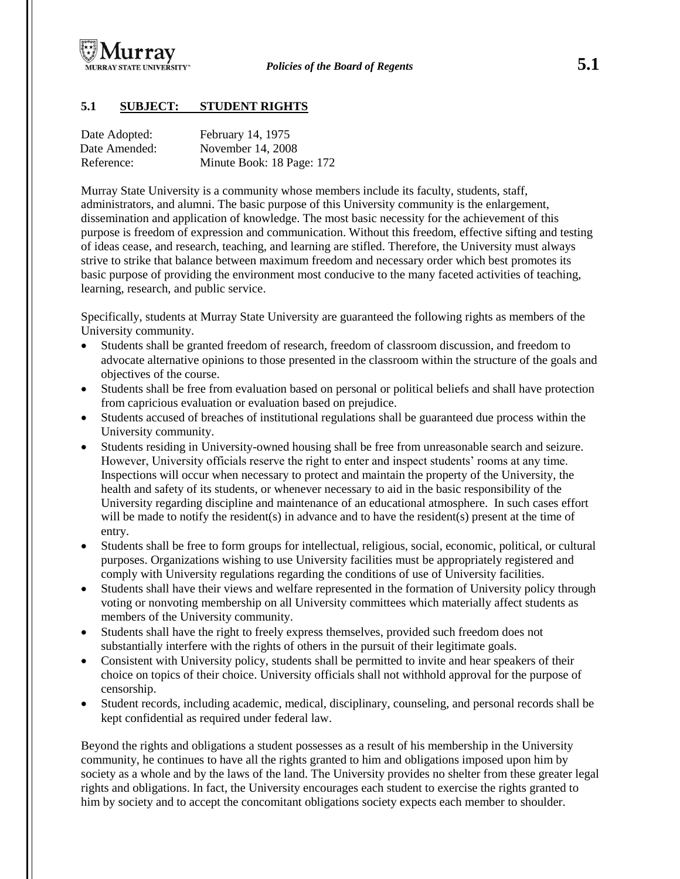## 5.1 SUBJECT: STUDENT RIGHTS

Date Adopted: February 14, 1975
Date Amended: November 14, 2008
Reference: Minute Book: 18 Page: 172

Murray State University is a community whose members include its faculty, students, staff, administrators, and alumni. The basic purpose of this University community is the enlargement, dissemination and application of knowledge. The most basic necessity for the achievement of this purpose is freedom of expression and communication. Without this freedom, effective sifting and testing of ideas cease, and research, teaching, and learning are stifled. Therefore, the University must always strive to strike that balance between maximum freedom and necessary order which best promotes its basic purpose of providing the environment most conducive to the many faceted activities of teaching, learning, research, and public service.

Specifically, students at Murray State University are guaranteed the following rights as members of the University community.

- Students shall be granted freedom of research, freedom of classroom discussion, and freedom to advocate alternative opinions to those presented in the classroom within the structure of the goals and objectives of the course.
- Students shall be free from evaluation based on personal or political beliefs and shall have protection from capricious evaluation or evaluation based on prejudice.
- Students accused of breaches of institutional regulations shall be guaranteed due process within the University community.
- Students residing in University-owned housing shall be free from unreasonable search and seizure. However, University officials reserve the right to enter and inspect students' rooms at any time. Inspections will occur when necessary to protect and maintain the property of the University, the health and safety of its students, or whenever necessary to aid in the basic responsibility of the University regarding discipline and maintenance of an educational atmosphere. In such cases effort will be made to notify the resident(s) in advance and to have the resident(s) present at the time of entry.
- Students shall be free to form groups for intellectual, religious, social, economic, political, or cultural purposes. Organizations wishing to use University facilities must be appropriately registered and comply with University regulations regarding the conditions of use of University facilities.
- Students shall have their views and welfare represented in the formation of University policy through voting or nonvoting membership on all University committees which materially affect students as members of the University community.
- Students shall have the right to freely express themselves, provided such freedom does not substantially interfere with the rights of others in the pursuit of their legitimate goals.
- Consistent with University policy, students shall be permitted to invite and hear speakers of their choice on topics of their choice. University officials shall not withhold approval for the purpose of censorship.
- Student records, including academic, medical, disciplinary, counseling, and personal records shall be kept confidential as required under federal law.

Beyond the rights and obligations a student possesses as a result of his membership in the University community, he continues to have all the rights granted to him and obligations imposed upon him by society as a whole and by the laws of the land. The University provides no shelter from these greater legal rights and obligations. In fact, the University encourages each student to exercise the rights granted to him by society and to accept the concomitant obligations society expects each member to shoulder.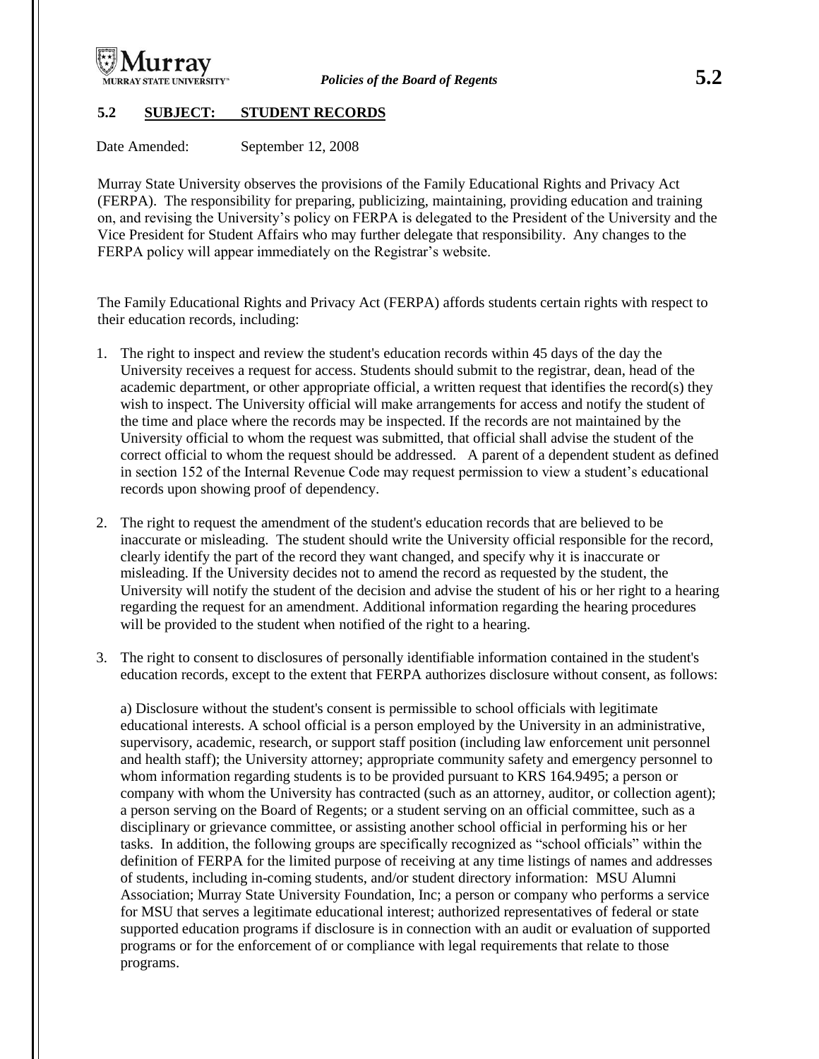## 5.2 SUBJECT: STUDENT RECORDS

Date Amended: September 12, 2008

Murray State University observes the provisions of the Family Educational Rights and Privacy Act (FERPA). The responsibility for preparing, publicizing, maintaining, providing education and training on, and revising the University's policy on FERPA is delegated to the President of the University and the Vice President for Student Affairs who may further delegate that responsibility. Any changes to the FERPA policy will appear immediately on the Registrar's website.

The Family Educational Rights and Privacy Act (FERPA) affords students certain rights with respect to their education records, including:

1. The right to inspect and review the student's education records within 45 days of the day the University receives a request for access. Students should submit to the registrar, dean, head of the academic department, or other appropriate official, a written request that identifies the record(s) they wish to inspect. The University official will make arrangements for access and notify the student of the time and place where the records may be inspected. If the records are not maintained by the University official to whom the request was submitted, that official shall advise the student of the correct official to whom the request should be addressed. A parent of a dependent student as defined in section 152 of the Internal Revenue Code may request permission to view a student's educational records upon showing proof of dependency.

2. The right to request the amendment of the student's education records that are believed to be inaccurate or misleading. The student should write the University official responsible for the record, clearly identify the part of the record they want changed, and specify why it is inaccurate or misleading. If the University decides not to amend the record as requested by the student, the University will notify the student of the decision and advise the student of his or her right to a hearing regarding the request for an amendment. Additional information regarding the hearing procedures will be provided to the student when notified of the right to a hearing.

3. The right to consent to disclosures of personally identifiable information contained in the student's education records, except to the extent that FERPA authorizes disclosure without consent, as follows:

   a) Disclosure without the student's consent is permissible to school officials with legitimate educational interests. A school official is a person employed by the University in an administrative, supervisory, academic, research, or support staff position (including law enforcement unit personnel and health staff); the University attorney; appropriate community safety and emergency personnel to whom information regarding students is to be provided pursuant to KRS 164.9495; a person or company with whom the University has contracted (such as an attorney, auditor, or collection agent); a person serving on the Board of Regents; or a student serving on an official committee, such as a disciplinary or grievance committee, or assisting another school official in performing his or her tasks. In addition, the following groups are specifically recognized as "school officials" within the definition of FERPA for the limited purpose of receiving at any time listings of names and addresses of students, including in-coming students, and/or student directory information: MSU Alumni Association; Murray State University Foundation, Inc; a person or company who performs a service for MSU that serves a legitimate educational interest; authorized representatives of federal or state supported education programs if disclosure is in connection with an audit or evaluation of supported programs or for the enforcement of or compliance with legal requirements that relate to those programs.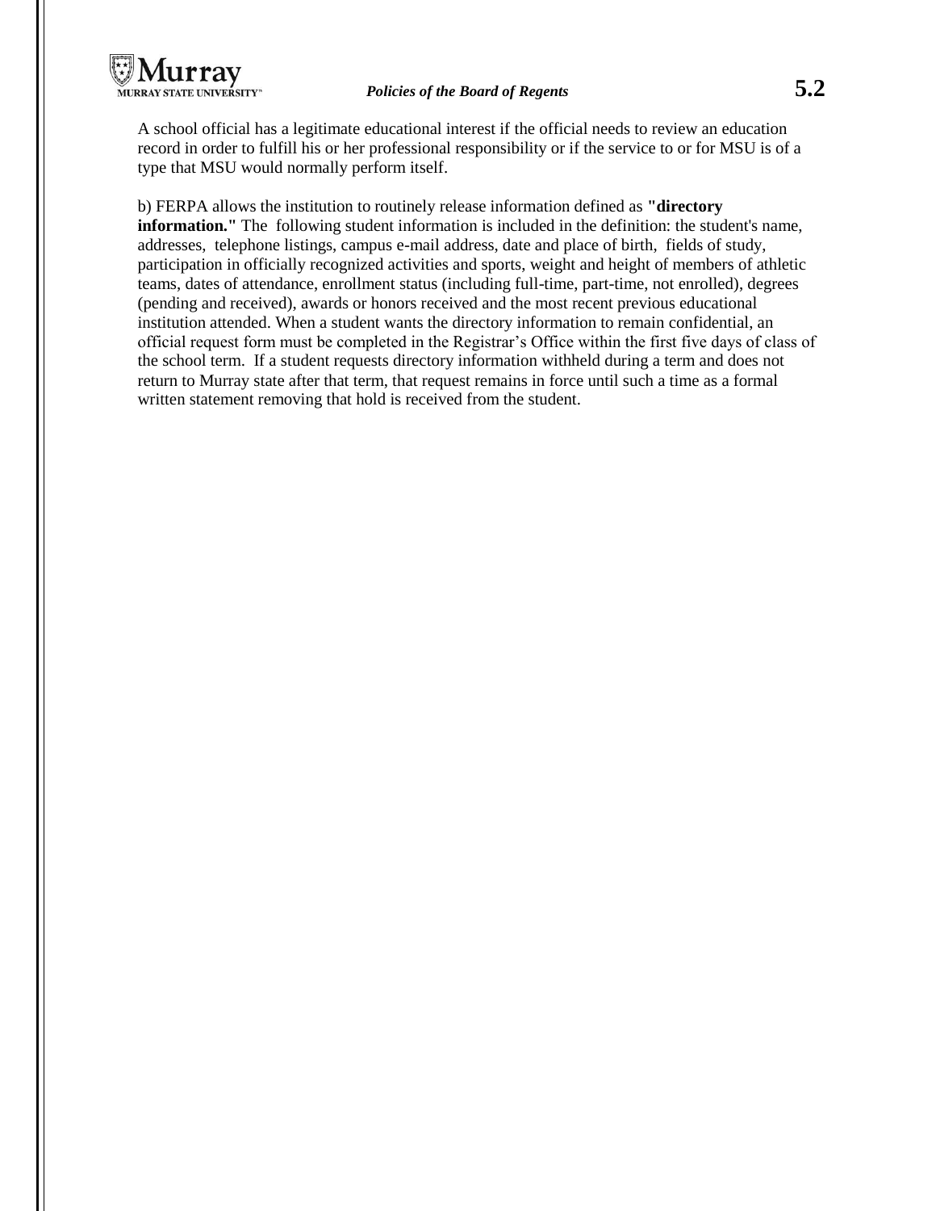A school official has a legitimate educational interest if the official needs to review an education record in order to fulfill his or her professional responsibility or if the service to or for MSU is of a type that MSU would normally perform itself.

b) FERPA allows the institution to routinely release information defined as **"directory information."** The following student information is included in the definition: the student's name, addresses, telephone listings, campus e-mail address, date and place of birth, fields of study, participation in officially recognized activities and sports, weight and height of members of athletic teams, dates of attendance, enrollment status (including full-time, part-time, not enrolled), degrees (pending and received), awards or honors received and the most recent previous educational institution attended. When a student wants the directory information to remain confidential, an official request form must be completed in the Registrar's Office within the first five days of class of the school term. If a student requests directory information withheld during a term and does not return to Murray state after that term, that request remains in force until such a time as a formal written statement removing that hold is received from the student.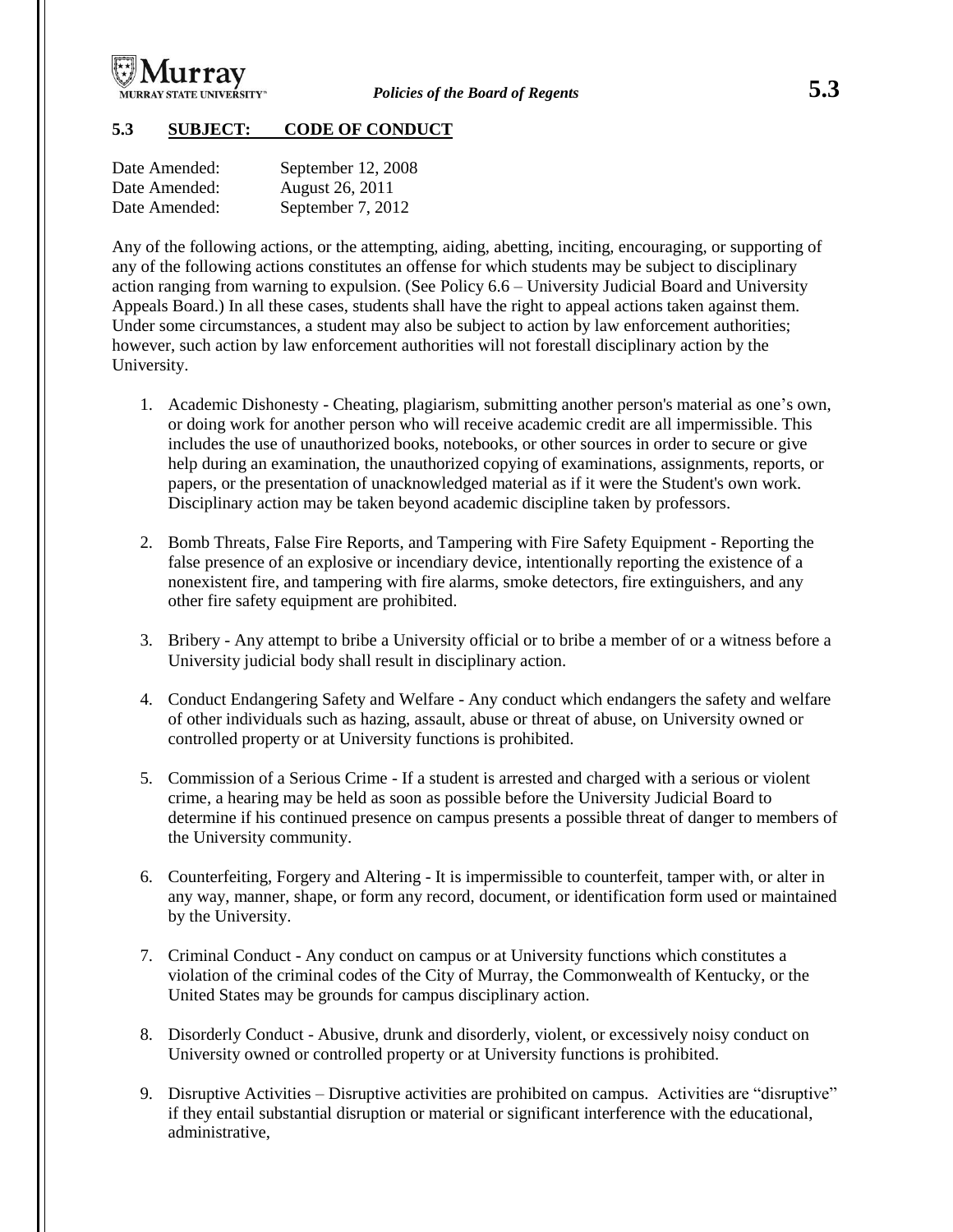## 5.3 SUBJECT: CODE OF CONDUCT

Date Amended: September 12, 2008
Date Amended: August 26, 2011
Date Amended: September 7, 2012

Any of the following actions, or the attempting, aiding, abetting, inciting, encouraging, or supporting of any of the following actions constitutes an offense for which students may be subject to disciplinary action ranging from warning to expulsion. (See Policy 6.6 – University Judicial Board and University Appeals Board.) In all these cases, students shall have the right to appeal actions taken against them. Under some circumstances, a student may also be subject to action by law enforcement authorities; however, such action by law enforcement authorities will not forestall disciplinary action by the University.

1. Academic Dishonesty - Cheating, plagiarism, submitting another person's material as one's own, or doing work for another person who will receive academic credit are all impermissible. This includes the use of unauthorized books, notebooks, or other sources in order to secure or give help during an examination, the unauthorized copying of examinations, assignments, reports, or papers, or the presentation of unacknowledged material as if it were the Student's own work. Disciplinary action may be taken beyond academic discipline taken by professors.

2. Bomb Threats, False Fire Reports, and Tampering with Fire Safety Equipment - Reporting the false presence of an explosive or incendiary device, intentionally reporting the existence of a nonexistent fire, and tampering with fire alarms, smoke detectors, fire extinguishers, and any other fire safety equipment are prohibited.

3. Bribery - Any attempt to bribe a University official or to bribe a member of or a witness before a University judicial body shall result in disciplinary action.

4. Conduct Endangering Safety and Welfare - Any conduct which endangers the safety and welfare of other individuals such as hazing, assault, abuse or threat of abuse, on University owned or controlled property or at University functions is prohibited.

5. Commission of a Serious Crime - If a student is arrested and charged with a serious or violent crime, a hearing may be held as soon as possible before the University Judicial Board to determine if his continued presence on campus presents a possible threat of danger to members of the University community.

6. Counterfeiting, Forgery and Altering - It is impermissible to counterfeit, tamper with, or alter in any way, manner, shape, or form any record, document, or identification form used or maintained by the University.

7. Criminal Conduct - Any conduct on campus or at University functions which constitutes a violation of the criminal codes of the City of Murray, the Commonwealth of Kentucky, or the United States may be grounds for campus disciplinary action.

8. Disorderly Conduct - Abusive, drunk and disorderly, violent, or excessively noisy conduct on University owned or controlled property or at University functions is prohibited.

9. Disruptive Activities – Disruptive activities are prohibited on campus. Activities are "disruptive" if they entail substantial disruption or material or significant interference with the educational, administrative,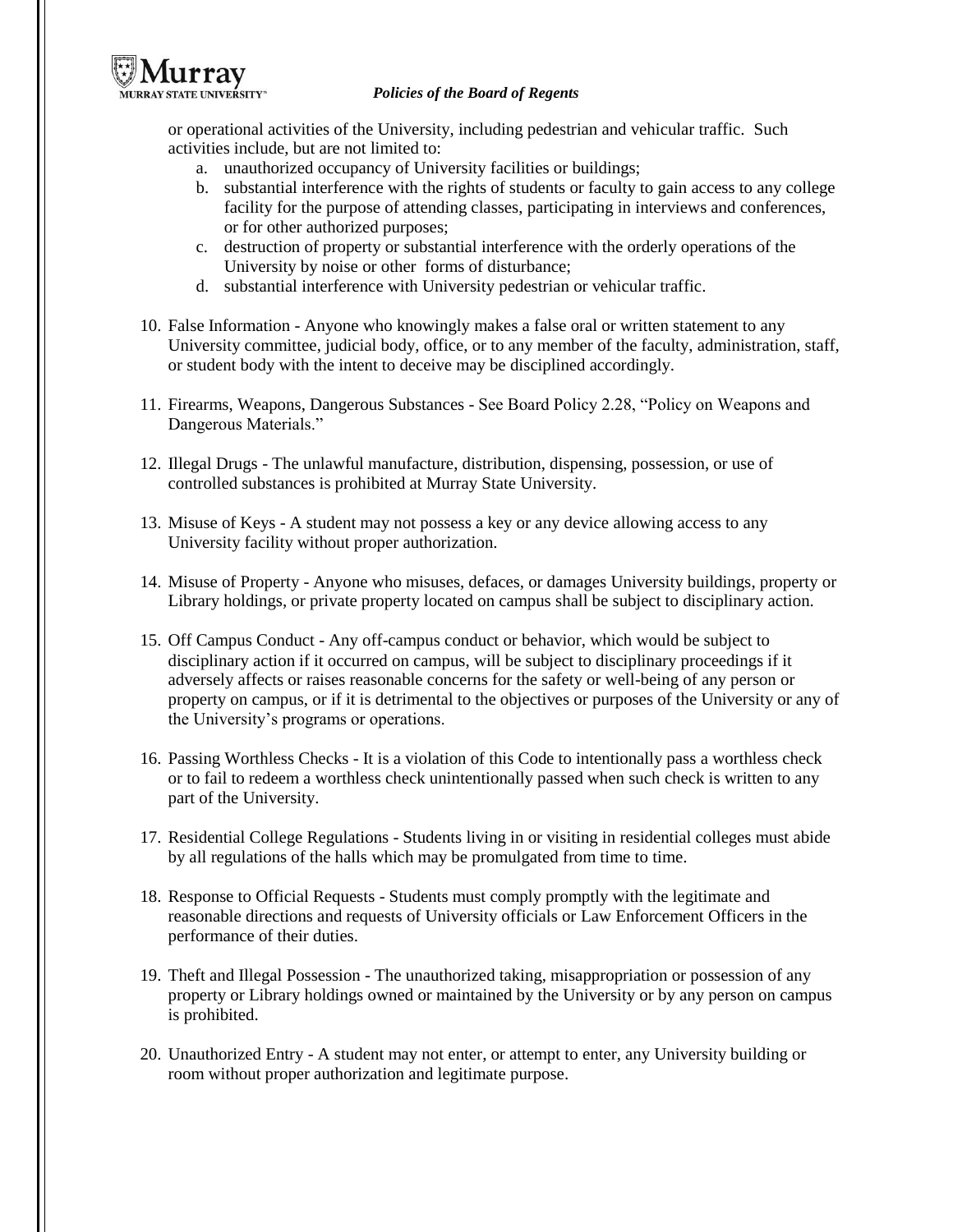or operational activities of the University, including pedestrian and vehicular traffic. Such activities include, but are not limited to:

   a. unauthorized occupancy of University facilities or buildings;
   b. substantial interference with the rights of students or faculty to gain access to any college facility for the purpose of attending classes, participating in interviews and conferences, or for other authorized purposes;
   c. destruction of property or substantial interference with the orderly operations of the University by noise or other forms of disturbance;
   d. substantial interference with University pedestrian or vehicular traffic.

10. False Information - Anyone who knowingly makes a false oral or written statement to any University committee, judicial body, office, or to any member of the faculty, administration, staff, or student body with the intent to deceive may be disciplined accordingly.

11. Firearms, Weapons, Dangerous Substances - See Board Policy 2.28, "Policy on Weapons and Dangerous Materials."

12. Illegal Drugs - The unlawful manufacture, distribution, dispensing, possession, or use of controlled substances is prohibited at Murray State University.

13. Misuse of Keys - A student may not possess a key or any device allowing access to any University facility without proper authorization.

14. Misuse of Property - Anyone who misuses, defaces, or damages University buildings, property or Library holdings, or private property located on campus shall be subject to disciplinary action.

15. Off Campus Conduct - Any off-campus conduct or behavior, which would be subject to disciplinary action if it occurred on campus, will be subject to disciplinary proceedings if it adversely affects or raises reasonable concerns for the safety or well-being of any person or property on campus, or if it is detrimental to the objectives or purposes of the University or any of the University's programs or operations.

16. Passing Worthless Checks - It is a violation of this Code to intentionally pass a worthless check or to fail to redeem a worthless check unintentionally passed when such check is written to any part of the University.

17. Residential College Regulations - Students living in or visiting in residential colleges must abide by all regulations of the halls which may be promulgated from time to time.

18. Response to Official Requests - Students must comply promptly with the legitimate and reasonable directions and requests of University officials or Law Enforcement Officers in the performance of their duties.

19. Theft and Illegal Possession - The unauthorized taking, misappropriation or possession of any property or Library holdings owned or maintained by the University or by any person on campus is prohibited.

20. Unauthorized Entry - A student may not enter, or attempt to enter, any University building or room without proper authorization and legitimate purpose.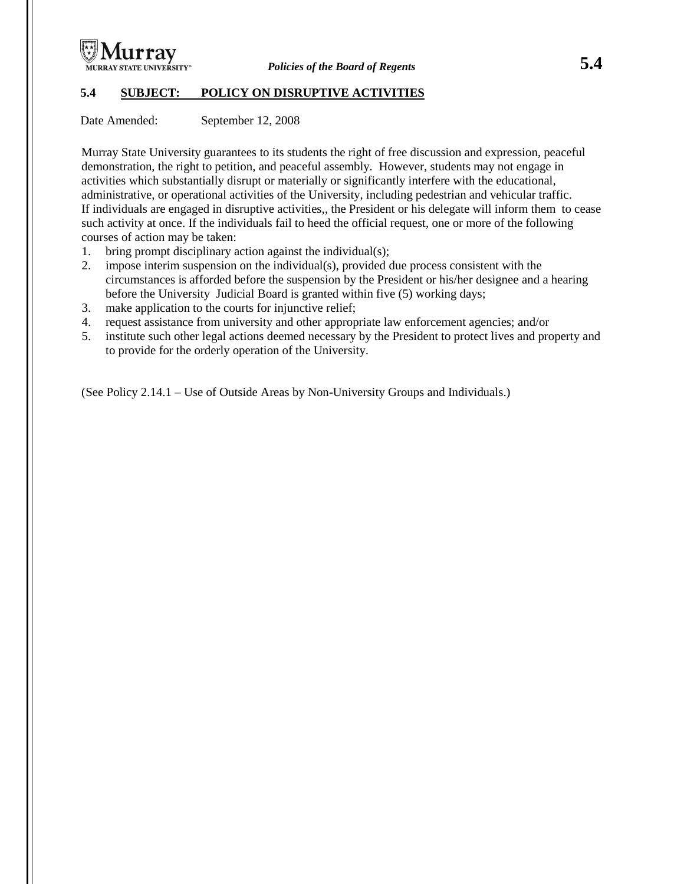**5.4 SUBJECT: POLICY ON DISRUPTIVE ACTIVITIES**

Date Amended: September 12, 2008

Murray State University guarantees to its students the right of free discussion and expression, peaceful demonstration, the right to petition, and peaceful assembly. However, students may not engage in activities which substantially disrupt or materially or significantly interfere with the educational, administrative, or operational activities of the University, including pedestrian and vehicular traffic. If individuals are engaged in disruptive activities,, the President or his delegate will inform them to cease such activity at once. If the individuals fail to heed the official request, one or more of the following courses of action may be taken:

1. bring prompt disciplinary action against the individual(s);
2. impose interim suspension on the individual(s), provided due process consistent with the circumstances is afforded before the suspension by the President or his/her designee and a hearing before the University Judicial Board is granted within five (5) working days;
3. make application to the courts for injunctive relief;
4. request assistance from university and other appropriate law enforcement agencies; and/or
5. institute such other legal actions deemed necessary by the President to protect lives and property and to provide for the orderly operation of the University.

(See Policy 2.14.1 – Use of Outside Areas by Non-University Groups and Individuals.)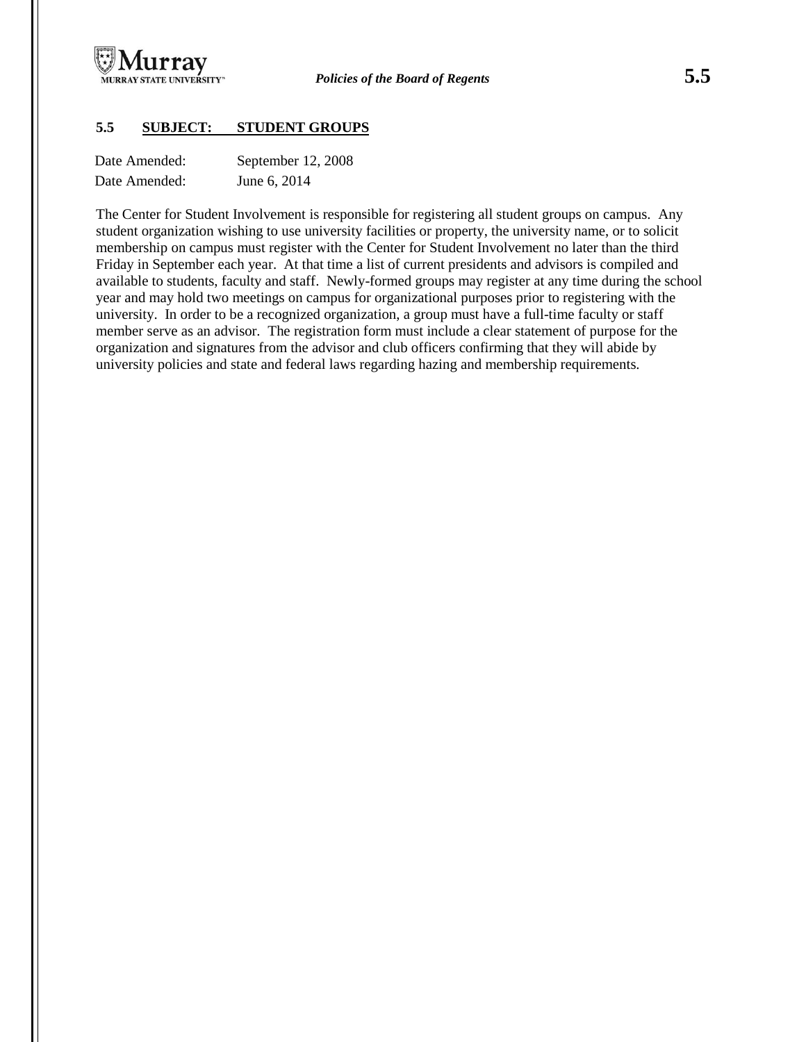## 5.5 SUBJECT: STUDENT GROUPS

Date Amended: September 12, 2008
Date Amended: June 6, 2014

The Center for Student Involvement is responsible for registering all student groups on campus. Any student organization wishing to use university facilities or property, the university name, or to solicit membership on campus must register with the Center for Student Involvement no later than the third Friday in September each year. At that time a list of current presidents and advisors is compiled and available to students, faculty and staff. Newly-formed groups may register at any time during the school year and may hold two meetings on campus for organizational purposes prior to registering with the university. In order to be a recognized organization, a group must have a full-time faculty or staff member serve as an advisor. The registration form must include a clear statement of purpose for the organization and signatures from the advisor and club officers confirming that they will abide by university policies and state and federal laws regarding hazing and membership requirements.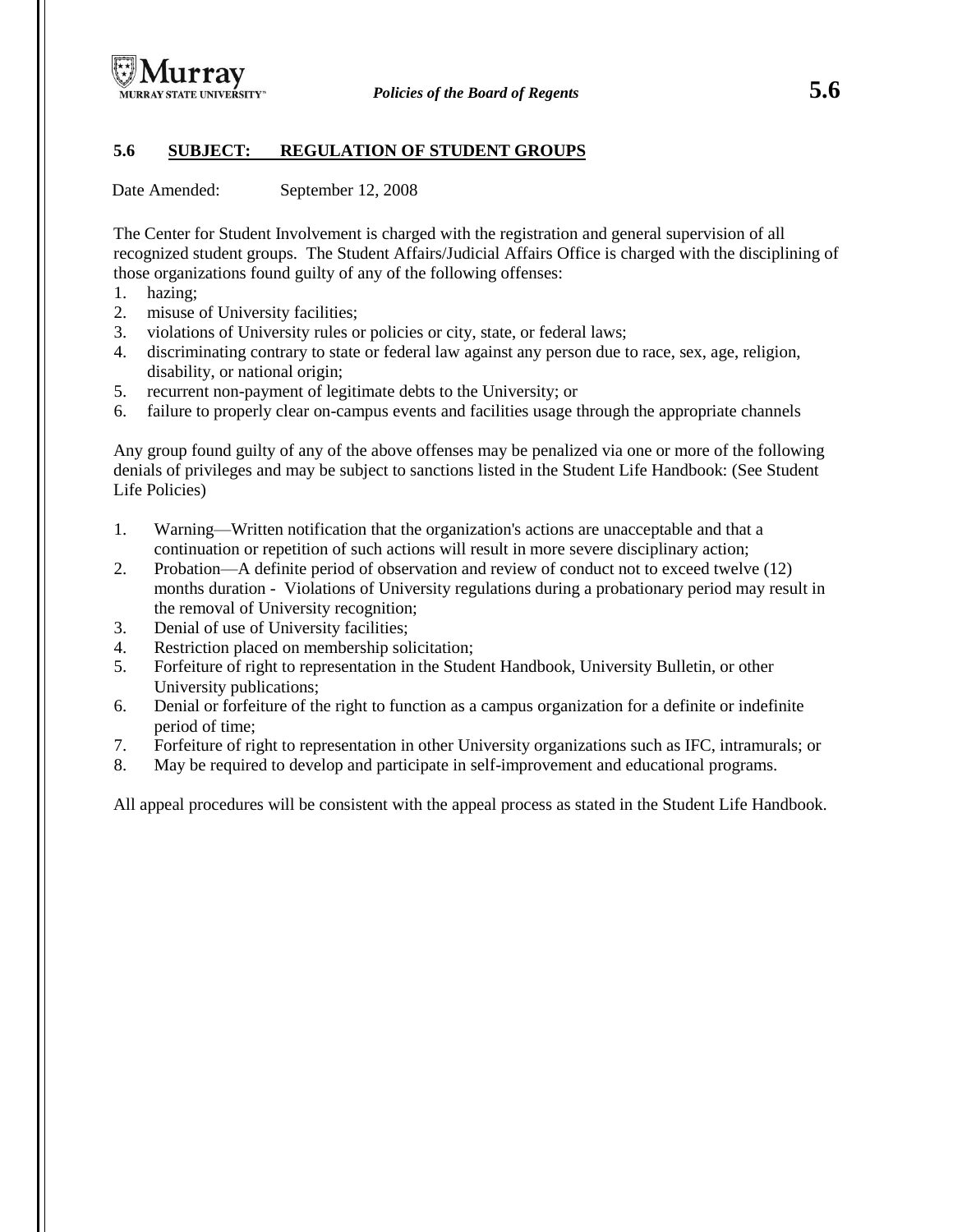## 5.6 SUBJECT: REGULATION OF STUDENT GROUPS

Date Amended: September 12, 2008

The Center for Student Involvement is charged with the registration and general supervision of all recognized student groups. The Student Affairs/Judicial Affairs Office is charged with the disciplining of those organizations found guilty of any of the following offenses:

1. hazing;
2. misuse of University facilities;
3. violations of University rules or policies or city, state, or federal laws;
4. discriminating contrary to state or federal law against any person due to race, sex, age, religion, disability, or national origin;
5. recurrent non-payment of legitimate debts to the University; or
6. failure to properly clear on-campus events and facilities usage through the appropriate channels

Any group found guilty of any of the above offenses may be penalized via one or more of the following denials of privileges and may be subject to sanctions listed in the Student Life Handbook: (See Student Life Policies)

1. Warning—Written notification that the organization's actions are unacceptable and that a continuation or repetition of such actions will result in more severe disciplinary action;
2. Probation—A definite period of observation and review of conduct not to exceed twelve (12) months duration - Violations of University regulations during a probationary period may result in the removal of University recognition;
3. Denial of use of University facilities;
4. Restriction placed on membership solicitation;
5. Forfeiture of right to representation in the Student Handbook, University Bulletin, or other University publications;
6. Denial or forfeiture of the right to function as a campus organization for a definite or indefinite period of time;
7. Forfeiture of right to representation in other University organizations such as IFC, intramurals; or
8. May be required to develop and participate in self-improvement and educational programs.

All appeal procedures will be consistent with the appeal process as stated in the Student Life Handbook.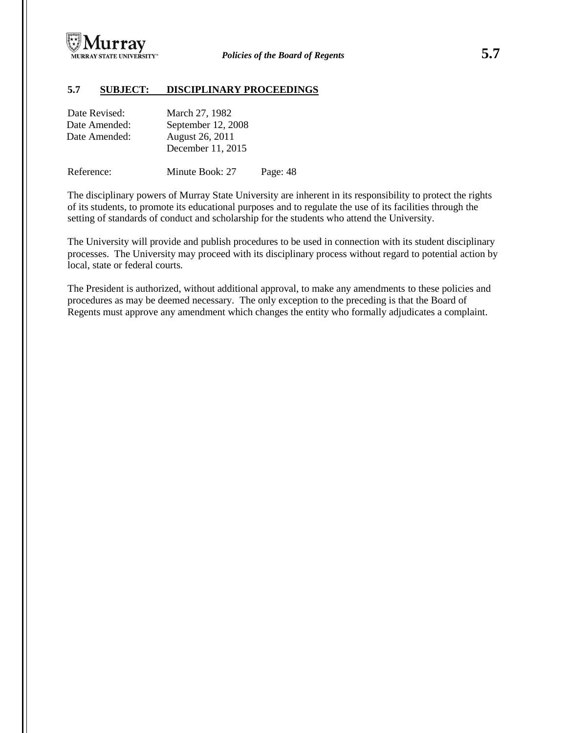## 5.7 SUBJECT: DISCIPLINARY PROCEEDINGS

| | |
|---|---|
| Date Revised: | March 27, 1982 |
| Date Amended: | September 12, 2008 |
| Date Amended: | August 26, 2011 |
| | December 11, 2015 |

Reference: Minute Book: 27 Page: 48

The disciplinary powers of Murray State University are inherent in its responsibility to protect the rights of its students, to promote its educational purposes and to regulate the use of its facilities through the setting of standards of conduct and scholarship for the students who attend the University.

The University will provide and publish procedures to be used in connection with its student disciplinary processes. The University may proceed with its disciplinary process without regard to potential action by local, state or federal courts.

The President is authorized, without additional approval, to make any amendments to these policies and procedures as may be deemed necessary. The only exception to the preceding is that the Board of Regents must approve any amendment which changes the entity who formally adjudicates a complaint.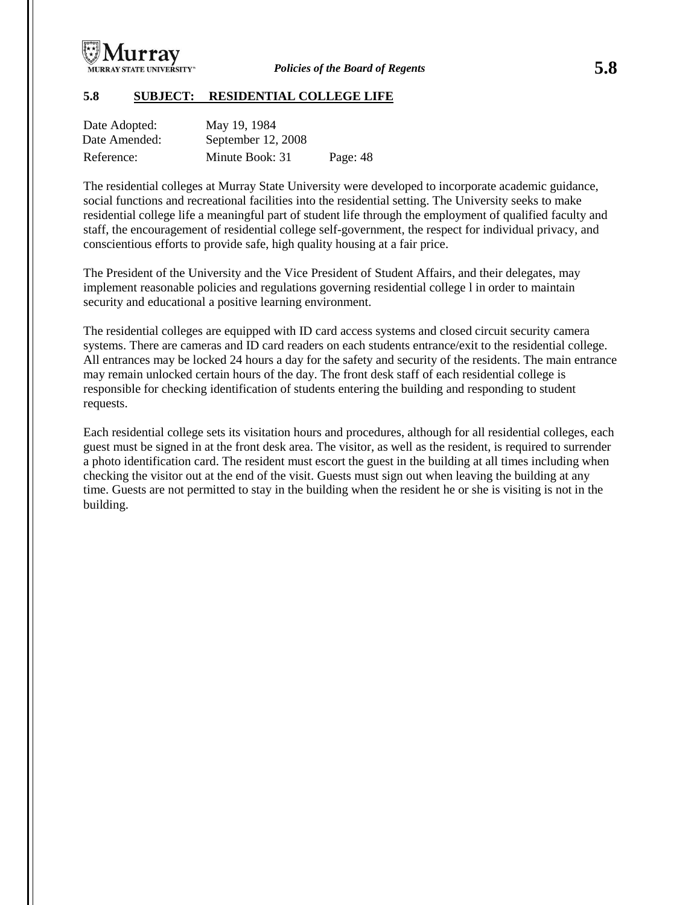## 5.8 SUBJECT: RESIDENTIAL COLLEGE LIFE

| Date Adopted: | May 19, 1984 | |
|---|---|---|
| Date Amended: | September 12, 2008 | |
| Reference: | Minute Book: 31 | Page: 48 |

The residential colleges at Murray State University were developed to incorporate academic guidance, social functions and recreational facilities into the residential setting. The University seeks to make residential college life a meaningful part of student life through the employment of qualified faculty and staff, the encouragement of residential college self-government, the respect for individual privacy, and conscientious efforts to provide safe, high quality housing at a fair price.

The President of the University and the Vice President of Student Affairs, and their delegates, may implement reasonable policies and regulations governing residential college l in order to maintain security and educational a positive learning environment.

The residential colleges are equipped with ID card access systems and closed circuit security camera systems. There are cameras and ID card readers on each students entrance/exit to the residential college. All entrances may be locked 24 hours a day for the safety and security of the residents. The main entrance may remain unlocked certain hours of the day. The front desk staff of each residential college is responsible for checking identification of students entering the building and responding to student requests.

Each residential college sets its visitation hours and procedures, although for all residential colleges, each guest must be signed in at the front desk area. The visitor, as well as the resident, is required to surrender a photo identification card. The resident must escort the guest in the building at all times including when checking the visitor out at the end of the visit. Guests must sign out when leaving the building at any time. Guests are not permitted to stay in the building when the resident he or she is visiting is not in the building.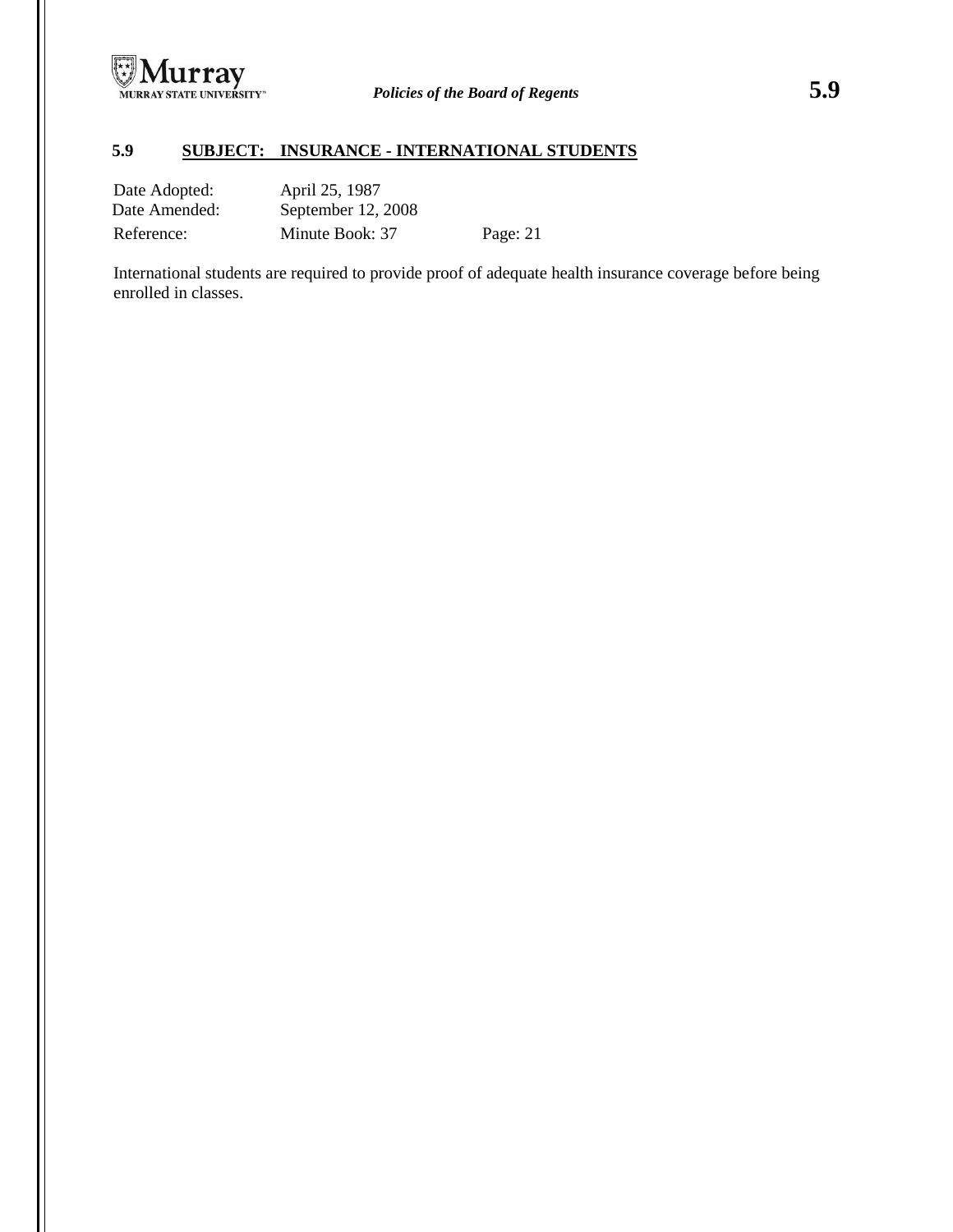## 5.9 SUBJECT: INSURANCE - INTERNATIONAL STUDENTS

| | | |
|---|---|---|
| Date Adopted: | April 25, 1987 | |
| Date Amended: | September 12, 2008 | |
| Reference: | Minute Book: 37 | Page: 21 |

International students are required to provide proof of adequate health insurance coverage before being enrolled in classes.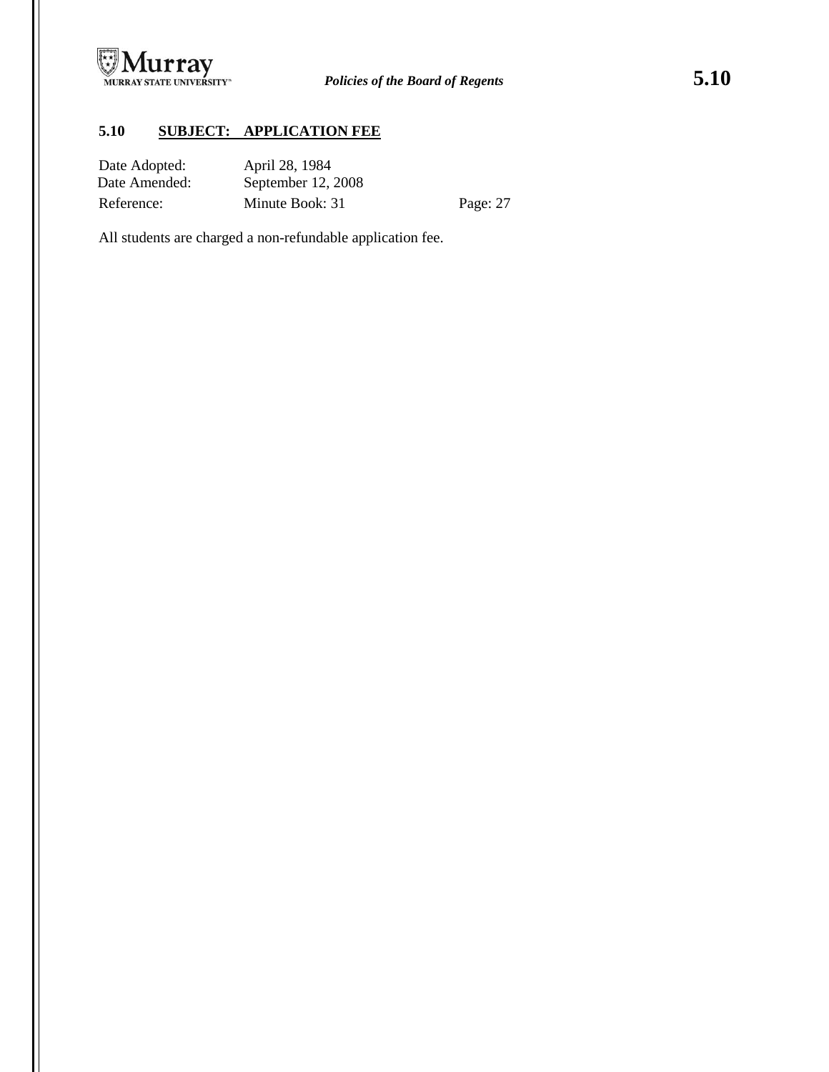## 5.10 SUBJECT: APPLICATION FEE

| | | |
|---|---|---|
| Date Adopted: | April 28, 1984 | |
| Date Amended: | September 12, 2008 | |
| Reference: | Minute Book: 31 | Page: 27 |

All students are charged a non-refundable application fee.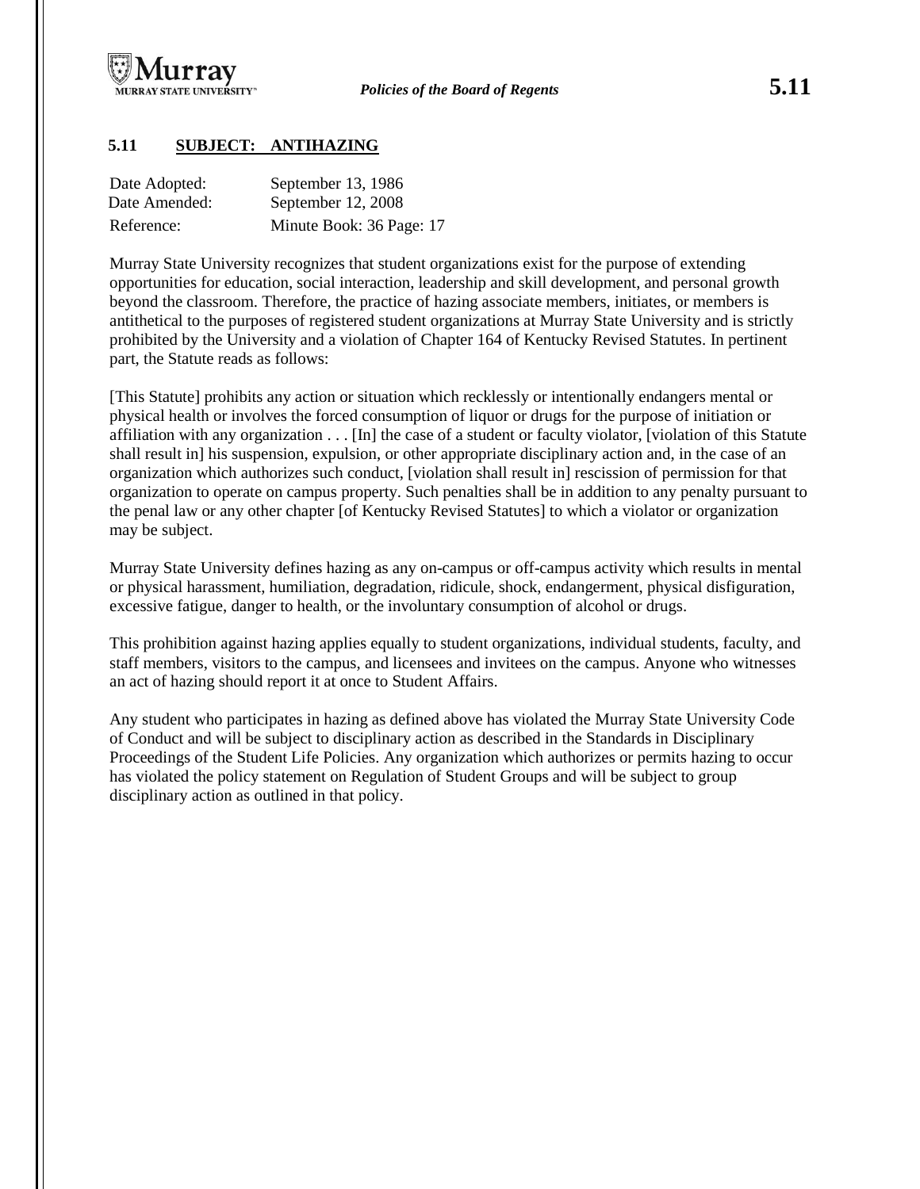## 5.11 SUBJECT: ANTIHAZING

| | |
|---|---|
| Date Adopted: | September 13, 1986 |
| Date Amended: | September 12, 2008 |
| Reference: | Minute Book: 36 Page: 17 |

Murray State University recognizes that student organizations exist for the purpose of extending opportunities for education, social interaction, leadership and skill development, and personal growth beyond the classroom. Therefore, the practice of hazing associate members, initiates, or members is antithetical to the purposes of registered student organizations at Murray State University and is strictly prohibited by the University and a violation of Chapter 164 of Kentucky Revised Statutes. In pertinent part, the Statute reads as follows:

[This Statute] prohibits any action or situation which recklessly or intentionally endangers mental or physical health or involves the forced consumption of liquor or drugs for the purpose of initiation or affiliation with any organization . . . [In] the case of a student or faculty violator, [violation of this Statute shall result in] his suspension, expulsion, or other appropriate disciplinary action and, in the case of an organization which authorizes such conduct, [violation shall result in] rescission of permission for that organization to operate on campus property. Such penalties shall be in addition to any penalty pursuant to the penal law or any other chapter [of Kentucky Revised Statutes] to which a violator or organization may be subject.

Murray State University defines hazing as any on-campus or off-campus activity which results in mental or physical harassment, humiliation, degradation, ridicule, shock, endangerment, physical disfiguration, excessive fatigue, danger to health, or the involuntary consumption of alcohol or drugs.

This prohibition against hazing applies equally to student organizations, individual students, faculty, and staff members, visitors to the campus, and licensees and invitees on the campus. Anyone who witnesses an act of hazing should report it at once to Student Affairs.

Any student who participates in hazing as defined above has violated the Murray State University Code of Conduct and will be subject to disciplinary action as described in the Standards in Disciplinary Proceedings of the Student Life Policies. Any organization which authorizes or permits hazing to occur has violated the policy statement on Regulation of Student Groups and will be subject to group disciplinary action as outlined in that policy.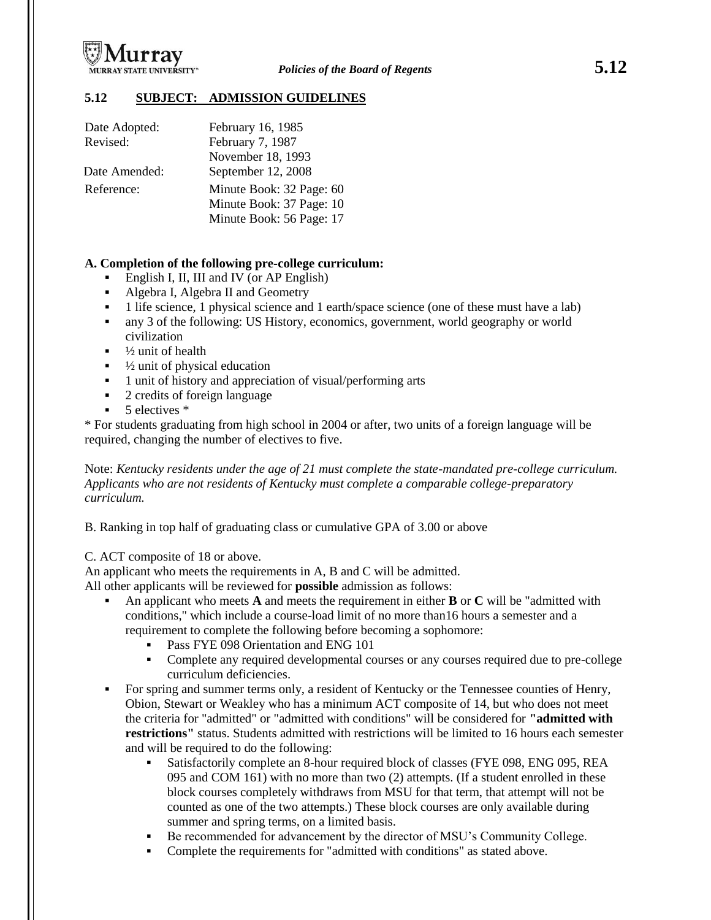## 5.12 SUBJECT: ADMISSION GUIDELINES

| | |
|---|---|
| Date Adopted: | February 16, 1985 |
| Revised: | February 7, 1987 |
| | November 18, 1993 |
| Date Amended: | September 12, 2008 |
| Reference: | Minute Book: 32 Page: 60 |
| | Minute Book: 37 Page: 10 |
| | Minute Book: 56 Page: 17 |

**A. Completion of the following pre-college curriculum:**

- English I, II, III and IV (or AP English)
- Algebra I, Algebra II and Geometry
- 1 life science, 1 physical science and 1 earth/space science (one of these must have a lab)
- any 3 of the following: US History, economics, government, world geography or world civilization
- ½ unit of health
- ½ unit of physical education
- 1 unit of history and appreciation of visual/performing arts
- 2 credits of foreign language
- 5 electives *

* For students graduating from high school in 2004 or after, two units of a foreign language will be required, changing the number of electives to five.

Note: *Kentucky residents under the age of 21 must complete the state-mandated pre-college curriculum. Applicants who are not residents of Kentucky must complete a comparable college-preparatory curriculum.*

B. Ranking in top half of graduating class or cumulative GPA of 3.00 or above

C. ACT composite of 18 or above.

An applicant who meets the requirements in A, B and C will be admitted.

All other applicants will be reviewed for **possible** admission as follows:

- An applicant who meets **A** and meets the requirement in either **B** or **C** will be "admitted with conditions," which include a course-load limit of no more than16 hours a semester and a requirement to complete the following before becoming a sophomore:
  - Pass FYE 098 Orientation and ENG 101
  - Complete any required developmental courses or any courses required due to pre-college curriculum deficiencies.
- For spring and summer terms only, a resident of Kentucky or the Tennessee counties of Henry, Obion, Stewart or Weakley who has a minimum ACT composite of 14, but who does not meet the criteria for "admitted" or "admitted with conditions" will be considered for **"admitted with restrictions"** status. Students admitted with restrictions will be limited to 16 hours each semester and will be required to do the following:
  - Satisfactorily complete an 8-hour required block of classes (FYE 098, ENG 095, REA 095 and COM 161) with no more than two (2) attempts. (If a student enrolled in these block courses completely withdraws from MSU for that term, that attempt will not be counted as one of the two attempts.) These block courses are only available during summer and spring terms, on a limited basis.
  - Be recommended for advancement by the director of MSU's Community College.
  - Complete the requirements for "admitted with conditions" as stated above.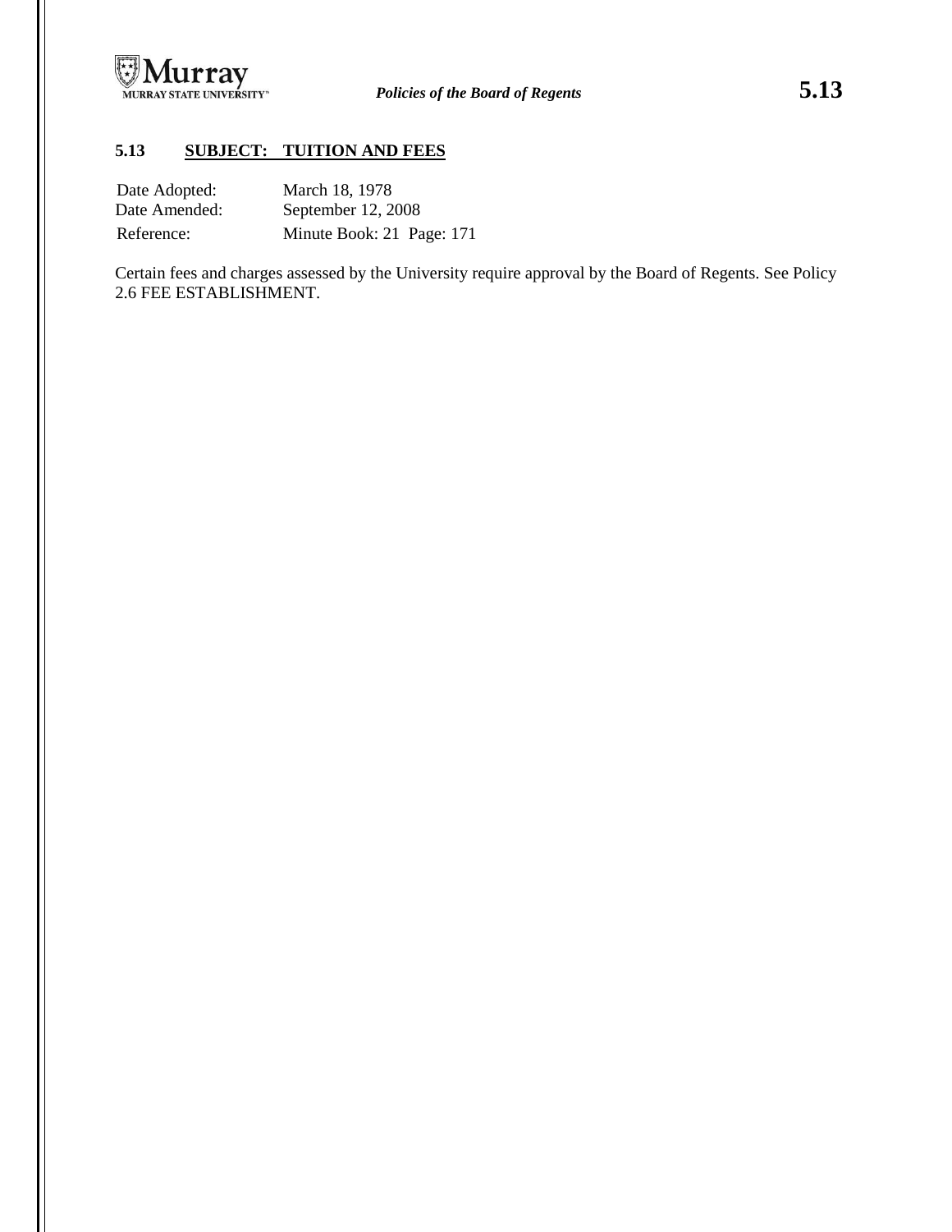## 5.13 SUBJECT: TUITION AND FEES

| | |
|---|---|
| Date Adopted: | March 18, 1978 |
| Date Amended: | September 12, 2008 |
| Reference: | Minute Book: 21 Page: 171 |

Certain fees and charges assessed by the University require approval by the Board of Regents. See Policy 2.6 FEE ESTABLISHMENT.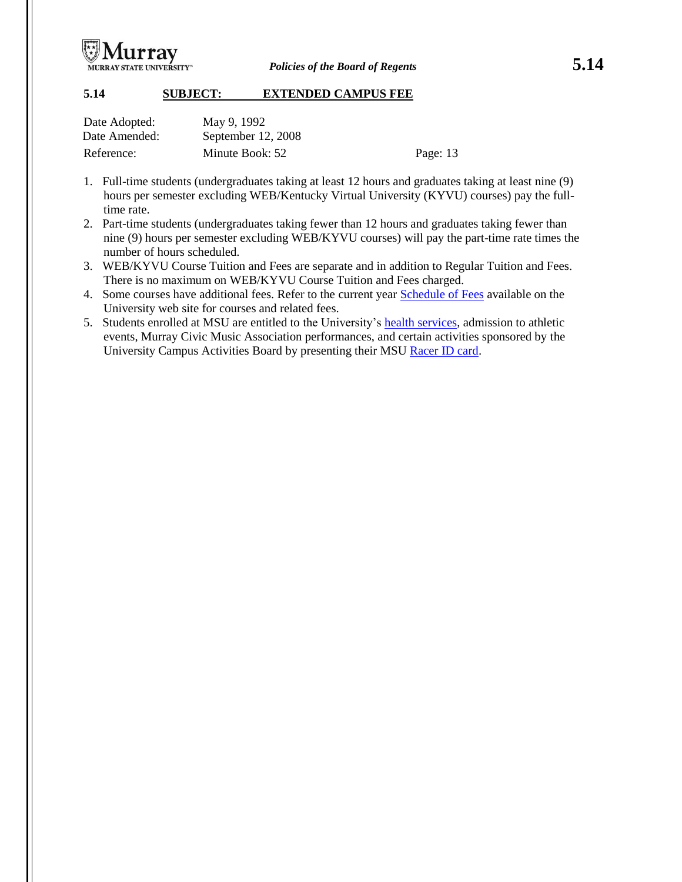## 5.14 SUBJECT: EXTENDED CAMPUS FEE

| | | |
|---|---|---|
| Date Adopted: | May 9, 1992 | |
| Date Amended: | September 12, 2008 | |
| Reference: | Minute Book: 52 | Page: 13 |

1. Full-time students (undergraduates taking at least 12 hours and graduates taking at least nine (9) hours per semester excluding WEB/Kentucky Virtual University (KYVU) courses) pay the full-time rate.
2. Part-time students (undergraduates taking fewer than 12 hours and graduates taking fewer than nine (9) hours per semester excluding WEB/KYVU courses) will pay the part-time rate times the number of hours scheduled.
3. WEB/KYVU Course Tuition and Fees are separate and in addition to Regular Tuition and Fees. There is no maximum on WEB/KYVU Course Tuition and Fees charged.
4. Some courses have additional fees. Refer to the current year Schedule of Fees available on the University web site for courses and related fees.
5. Students enrolled at MSU are entitled to the University's health services, admission to athletic events, Murray Civic Music Association performances, and certain activities sponsored by the University Campus Activities Board by presenting their MSU Racer ID card.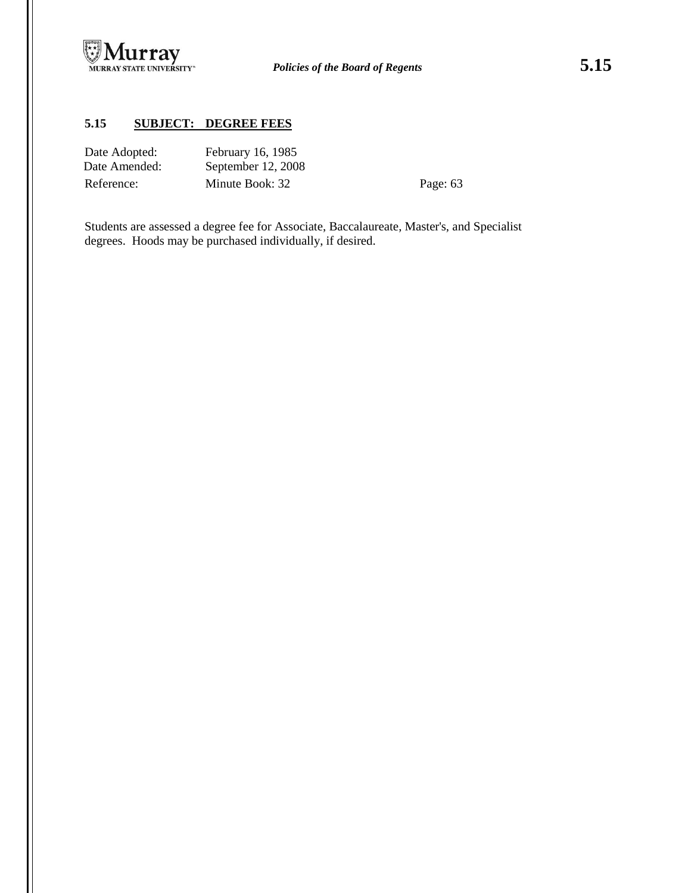## 5.15 SUBJECT: DEGREE FEES

| | | |
|---|---|---|
| Date Adopted: | February 16, 1985 | |
| Date Amended: | September 12, 2008 | |
| Reference: | Minute Book: 32 | Page: 63 |

Students are assessed a degree fee for Associate, Baccalaureate, Master's, and Specialist degrees. Hoods may be purchased individually, if desired.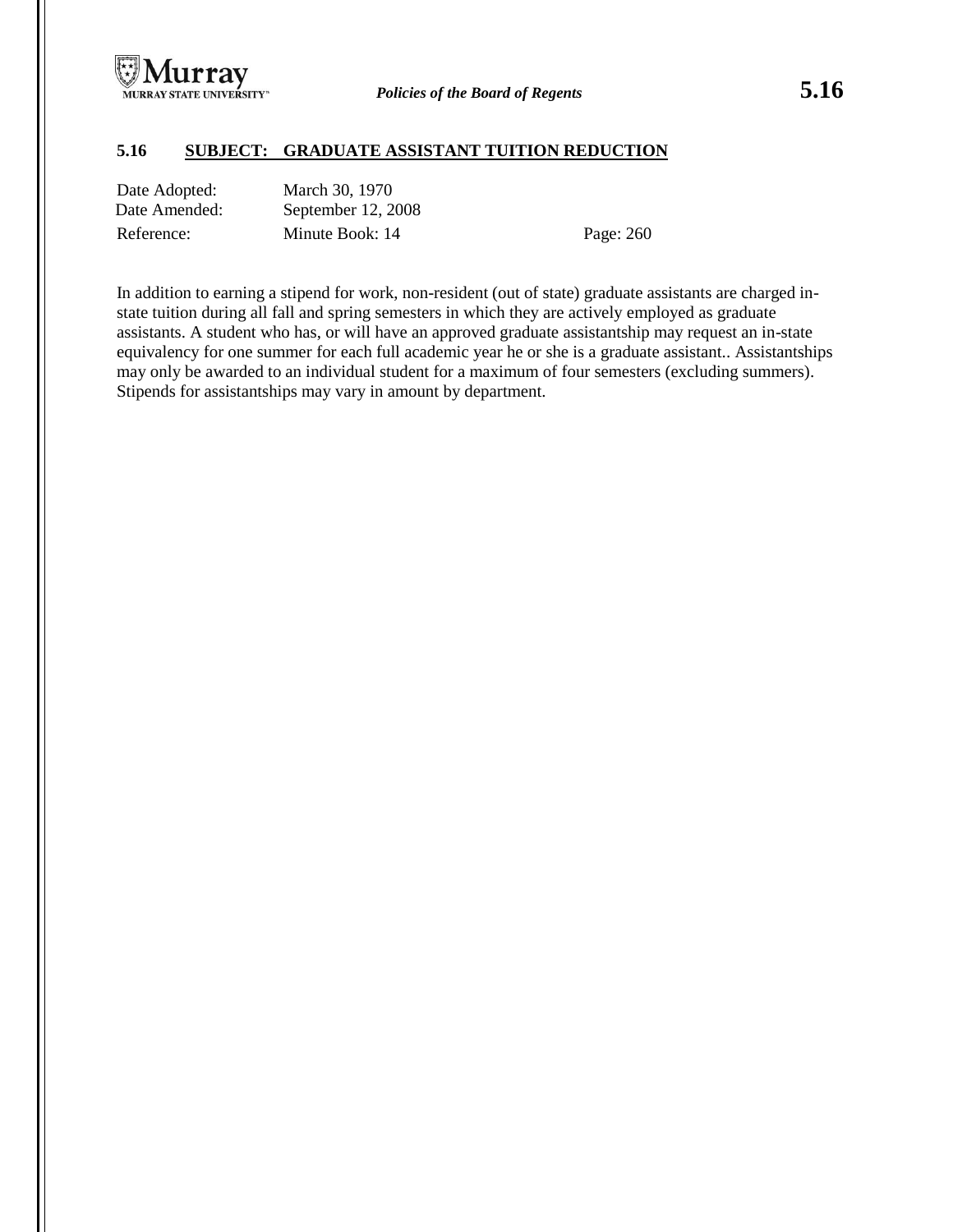## 5.16 SUBJECT: GRADUATE ASSISTANT TUITION REDUCTION

| | | |
|---|---|---|
| Date Adopted: | March 30, 1970 | |
| Date Amended: | September 12, 2008 | |
| Reference: | Minute Book: 14 | Page: 260 |

In addition to earning a stipend for work, non-resident (out of state) graduate assistants are charged in-state tuition during all fall and spring semesters in which they are actively employed as graduate assistants. A student who has, or will have an approved graduate assistantship may request an in-state equivalency for one summer for each full academic year he or she is a graduate assistant.. Assistantships may only be awarded to an individual student for a maximum of four semesters (excluding summers). Stipends for assistantships may vary in amount by department.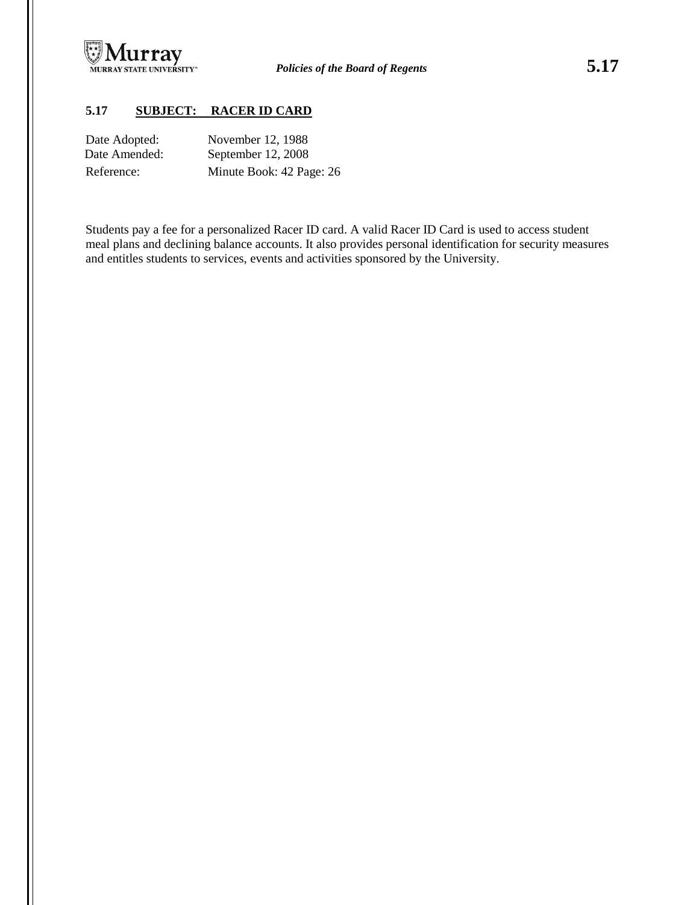## 5.17 SUBJECT: RACER ID CARD

| | |
|---|---|
| Date Adopted: | November 12, 1988 |
| Date Amended: | September 12, 2008 |
| Reference: | Minute Book: 42 Page: 26 |

Students pay a fee for a personalized Racer ID card. A valid Racer ID Card is used to access student meal plans and declining balance accounts. It also provides personal identification for security measures and entitles students to services, events and activities sponsored by the University.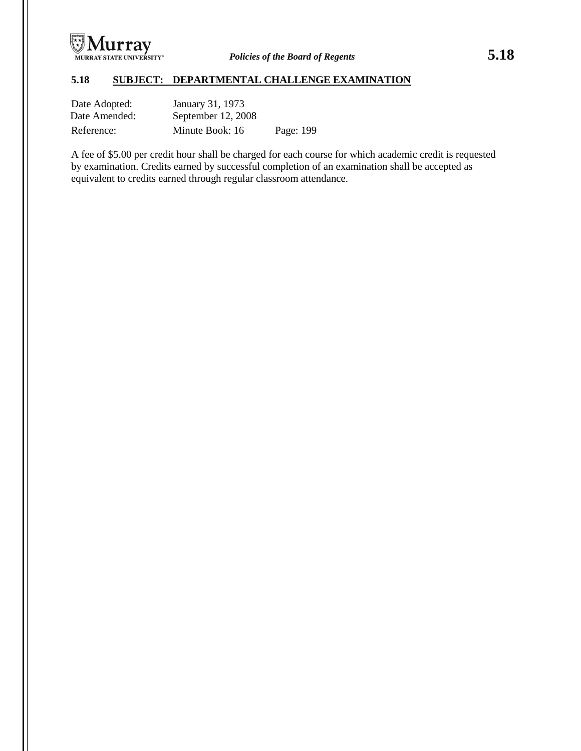## 5.18 SUBJECT: DEPARTMENTAL CHALLENGE EXAMINATION

| | | |
|---|---|---|
| Date Adopted: | January 31, 1973 | |
| Date Amended: | September 12, 2008 | |
| Reference: | Minute Book: 16 | Page: 199 |

A fee of $5.00 per credit hour shall be charged for each course for which academic credit is requested by examination. Credits earned by successful completion of an examination shall be accepted as equivalent to credits earned through regular classroom attendance.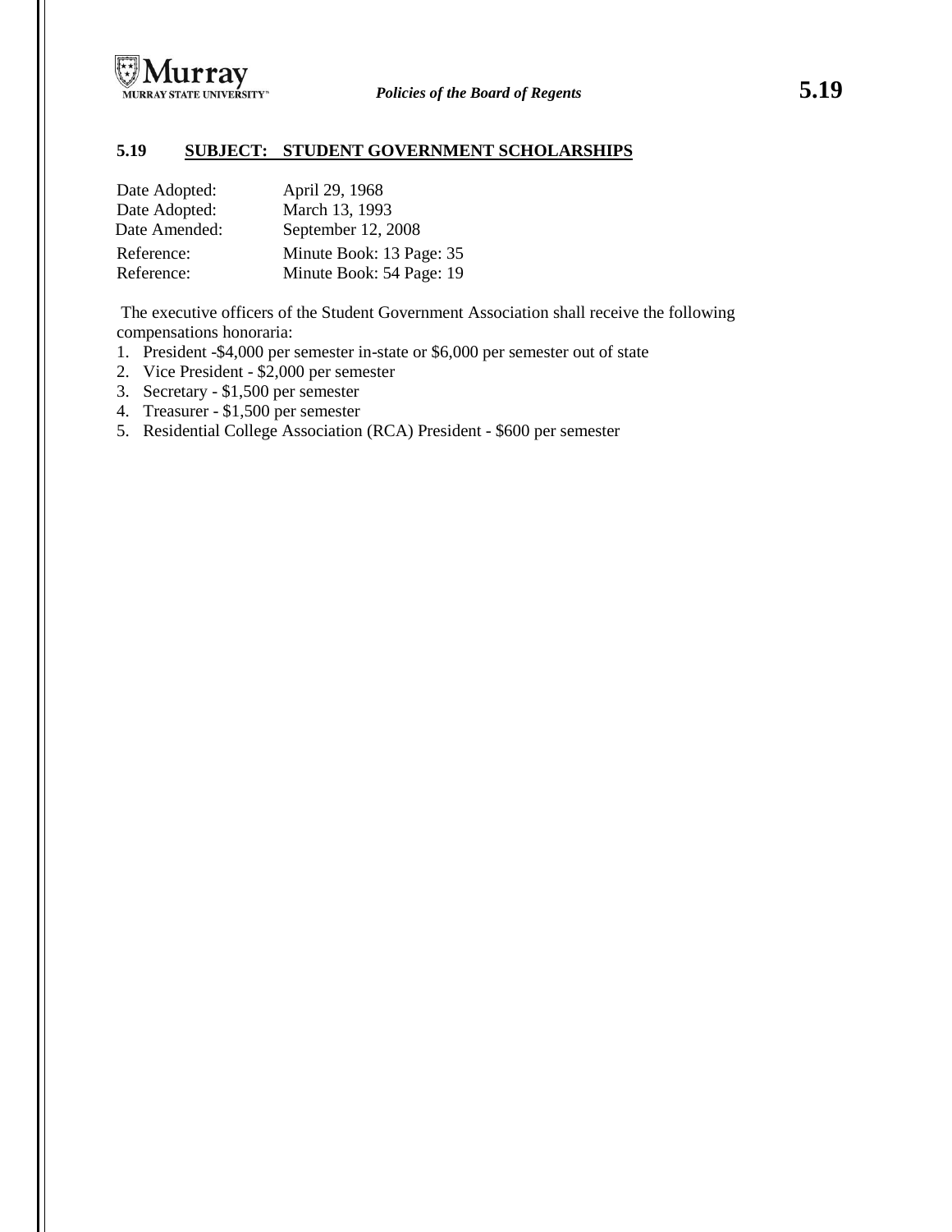## 5.19 SUBJECT: STUDENT GOVERNMENT SCHOLARSHIPS

Date Adopted: April 29, 1968
Date Adopted: March 13, 1993
Date Amended: September 12, 2008
Reference: Minute Book: 13 Page: 35
Reference: Minute Book: 54 Page: 19

The executive officers of the Student Government Association shall receive the following compensations honoraria:

1. President -$4,000 per semester in-state or $6,000 per semester out of state
2. Vice President - $2,000 per semester
3. Secretary - $1,500 per semester
4. Treasurer - $1,500 per semester
5. Residential College Association (RCA) President - $600 per semester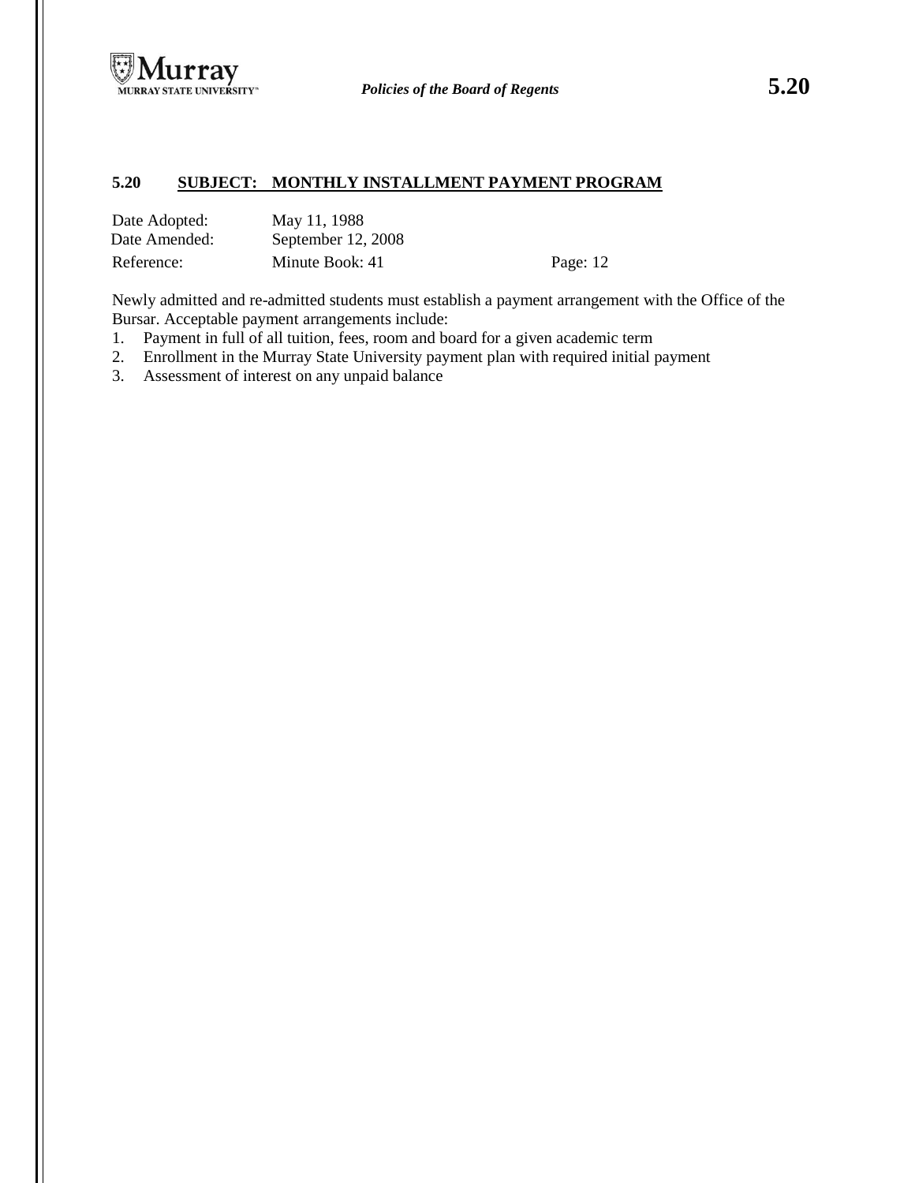## 5.20 SUBJECT: MONTHLY INSTALLMENT PAYMENT PROGRAM

| | | |
|---|---|---|
| Date Adopted: | May 11, 1988 | |
| Date Amended: | September 12, 2008 | |
| Reference: | Minute Book: 41 | Page: 12 |

Newly admitted and re-admitted students must establish a payment arrangement with the Office of the Bursar. Acceptable payment arrangements include:

1. Payment in full of all tuition, fees, room and board for a given academic term
2. Enrollment in the Murray State University payment plan with required initial payment
3. Assessment of interest on any unpaid balance